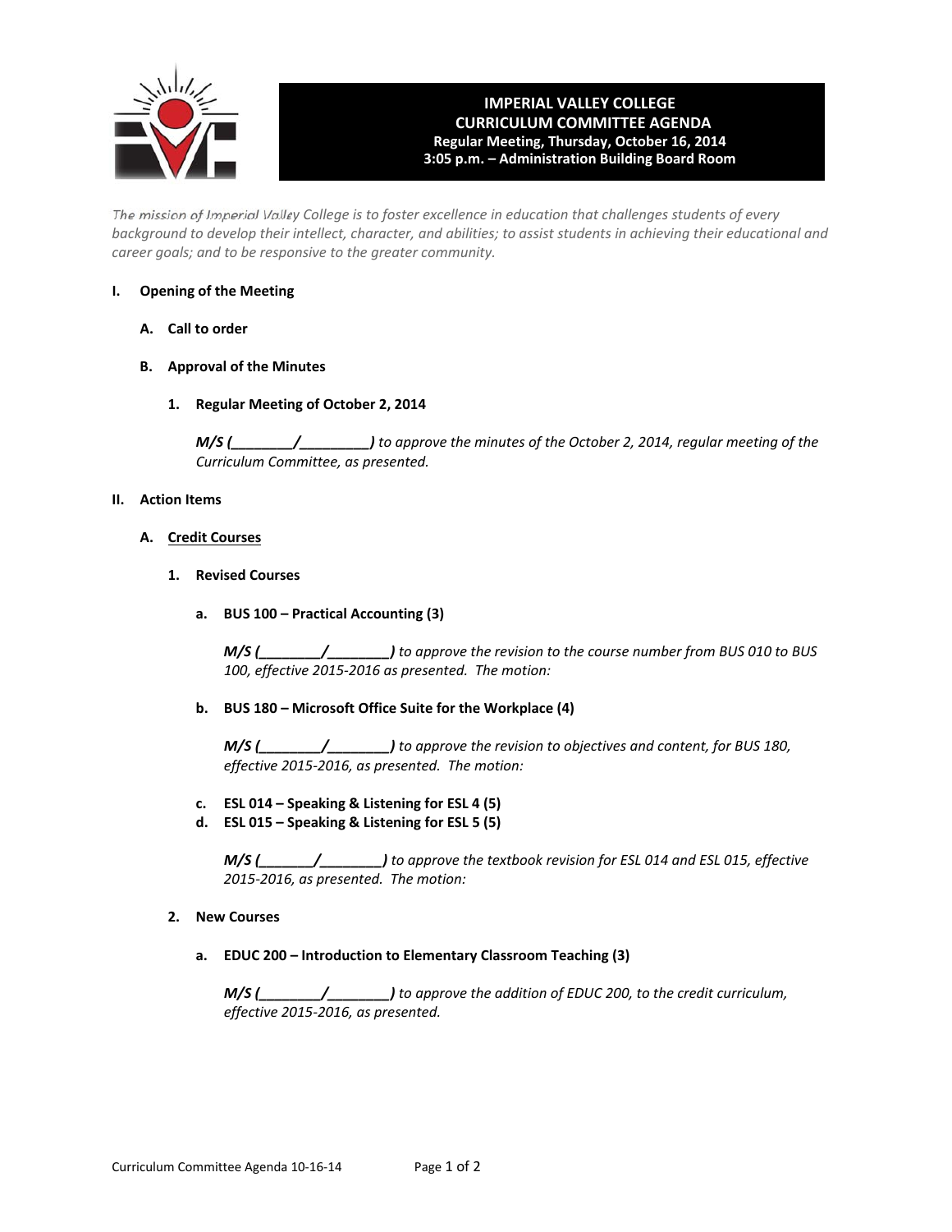# IMPERIAL VALLEY COLLEGE
## CURRICULUM COMMITTEE AGENDA
**Regular Meeting, Thursday, October 16, 2014**
**3:05 p.m. – Administration Building Board Room**

*The mission of Imperial Valley College is to foster excellence in education that challenges students of every background to develop their intellect, character, and abilities; to assist students in achieving their educational and career goals; and to be responsive to the greater community.*

**I. Opening of the Meeting**

**A. Call to order**

**B. Approval of the Minutes**

**1. Regular Meeting of October 2, 2014**

***M/S (________/________)*** *to approve the minutes of the October 2, 2014, regular meeting of the Curriculum Committee, as presented.*

**II. Action Items**

**A. <u>Credit Courses</u>**

**1. Revised Courses**

**a. BUS 100 – Practical Accounting (3)**

***M/S (________/________)*** *to approve the revision to the course number from BUS 010 to BUS 100, effective 2015-2016 as presented. The motion:*

**b. BUS 180 – Microsoft Office Suite for the Workplace (4)**

***M/S (________/________)*** *to approve the revision to objectives and content, for BUS 180, effective 2015-2016, as presented. The motion:*

**c. ESL 014 – Speaking & Listening for ESL 4 (5)**
**d. ESL 015 – Speaking & Listening for ESL 5 (5)**

***M/S (_______/________)*** *to approve the textbook revision for ESL 014 and ESL 015, effective 2015-2016, as presented. The motion:*

**2. New Courses**

**a. EDUC 200 – Introduction to Elementary Classroom Teaching (3)**

***M/S (________/________)*** *to approve the addition of EDUC 200, to the credit curriculum, effective 2015-2016, as presented.*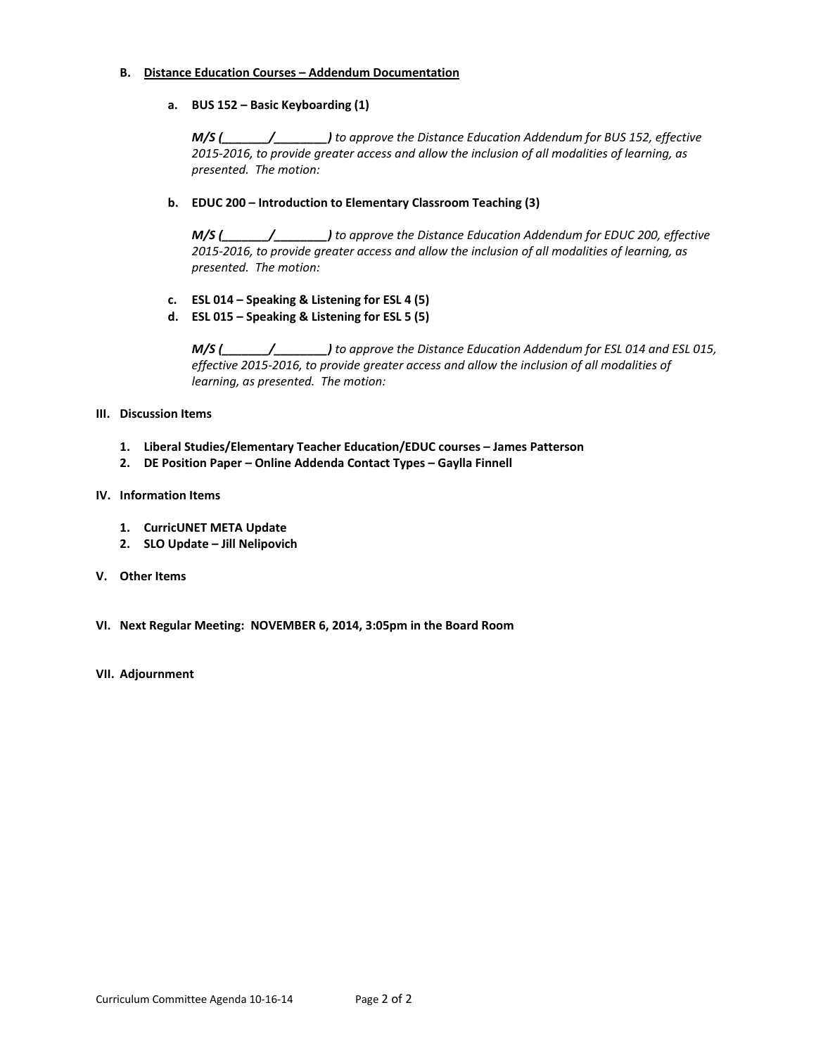**B. <u>Distance Education Courses – Addendum Documentation</u>**

**a. BUS 152 – Basic Keyboarding (1)**

***M/S (_______/________)*** *to approve the Distance Education Addendum for BUS 152, effective 2015-2016, to provide greater access and allow the inclusion of all modalities of learning, as presented. The motion:*

**b. EDUC 200 – Introduction to Elementary Classroom Teaching (3)**

***M/S (_______/________)*** *to approve the Distance Education Addendum for EDUC 200, effective 2015-2016, to provide greater access and allow the inclusion of all modalities of learning, as presented. The motion:*

**c. ESL 014 – Speaking & Listening for ESL 4 (5)**

**d. ESL 015 – Speaking & Listening for ESL 5 (5)**

***M/S (_______/________)*** *to approve the Distance Education Addendum for ESL 014 and ESL 015, effective 2015-2016, to provide greater access and allow the inclusion of all modalities of learning, as presented. The motion:*

## III. Discussion Items

1. **Liberal Studies/Elementary Teacher Education/EDUC courses – James Patterson**
2. **DE Position Paper – Online Addenda Contact Types – Gaylla Finnell**

## IV. Information Items

1. **CurricUNET META Update**
2. **SLO Update – Jill Nelipovich**

## V. Other Items

## VI. Next Regular Meeting: NOVEMBER 6, 2014, 3:05pm in the Board Room

## VII. Adjournment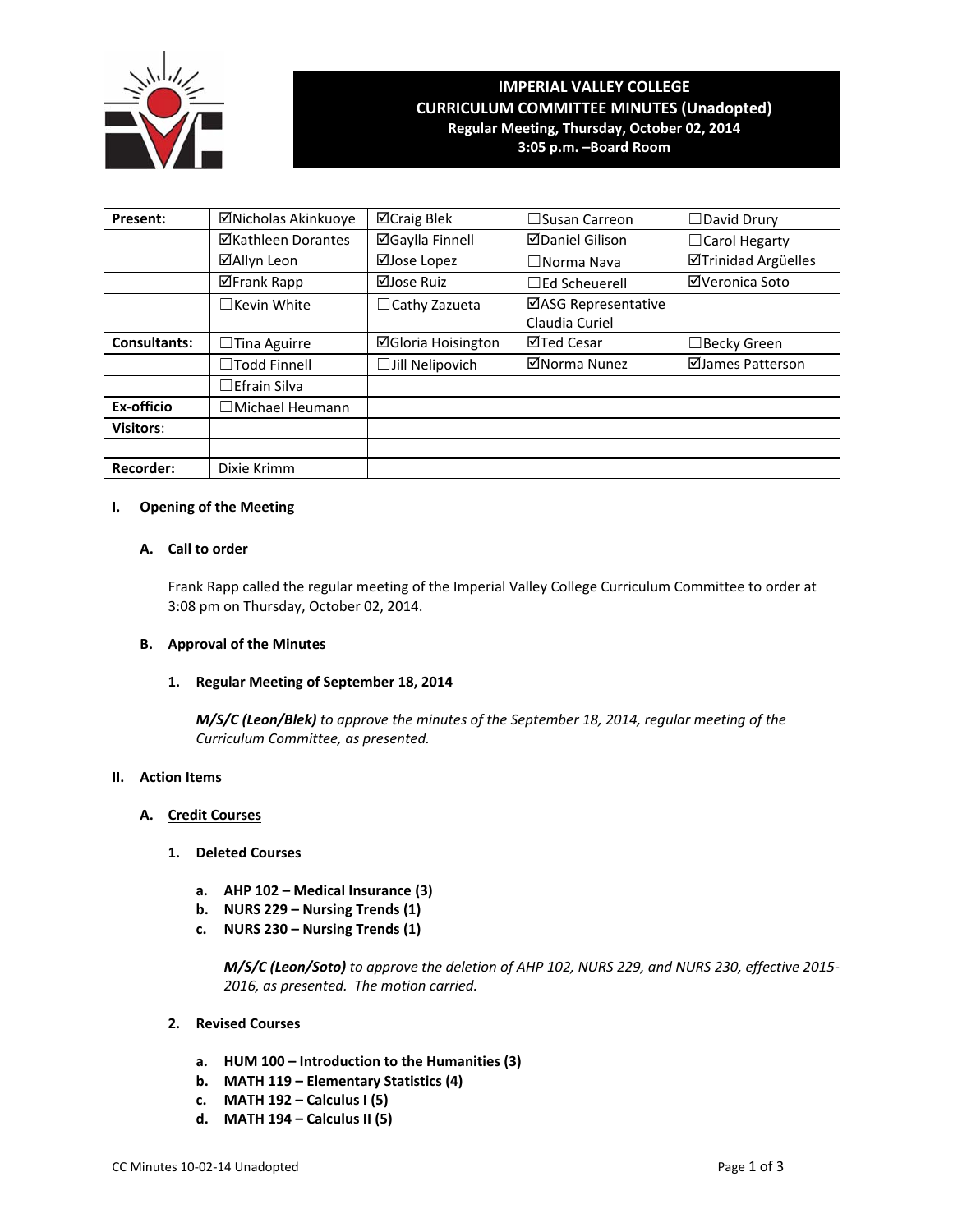# IMPERIAL VALLEY COLLEGE
## CURRICULUM COMMITTEE MINUTES (Unadopted)
### Regular Meeting, Thursday, October 02, 2014
### 3:05 p.m. –Board Room

| Present: | ☑Nicholas Akinkuoye | ☑Craig Blek | ☐Susan Carreon | ☐David Drury |
|---|---|---|---|---|
| | ☑Kathleen Dorantes | ☑Gaylla Finnell | ☑Daniel Gilison | ☐Carol Hegarty |
| | ☑Allyn Leon | ☑Jose Lopez | ☐Norma Nava | ☑Trinidad Argüelles |
| | ☑Frank Rapp | ☑Jose Ruiz | ☐Ed Scheuerell | ☑Veronica Soto |
| | ☐Kevin White | ☐Cathy Zazueta | ☑ASG Representative Claudia Curiel | |
| **Consultants:** | ☐Tina Aguirre | ☑Gloria Hoisington | ☑Ted Cesar | ☐Becky Green |
| | ☐Todd Finnell | ☐Jill Nelipovich | ☑Norma Nunez | ☑James Patterson |
| | ☐Efrain Silva | | | |
| **Ex-officio** | ☐Michael Heumann | | | |
| **Visitors**: | | | | |
| | | | | |
| **Recorder:** | Dixie Krimm | | | |

**I. Opening of the Meeting**

**A. Call to order**

Frank Rapp called the regular meeting of the Imperial Valley College Curriculum Committee to order at 3:08 pm on Thursday, October 02, 2014.

**B. Approval of the Minutes**

**1. Regular Meeting of September 18, 2014**

***M/S/C (Leon/Blek)*** *to approve the minutes of the September 18, 2014, regular meeting of the Curriculum Committee, as presented.*

**II. Action Items**

**A. Credit Courses**

**1. Deleted Courses**

**a. AHP 102 – Medical Insurance (3)**
**b. NURS 229 – Nursing Trends (1)**
**c. NURS 230 – Nursing Trends (1)**

***M/S/C (Leon/Soto)*** *to approve the deletion of AHP 102, NURS 229, and NURS 230, effective 2015-2016, as presented. The motion carried.*

**2. Revised Courses**

**a. HUM 100 – Introduction to the Humanities (3)**
**b. MATH 119 – Elementary Statistics (4)**
**c. MATH 192 – Calculus I (5)**
**d. MATH 194 – Calculus II (5)**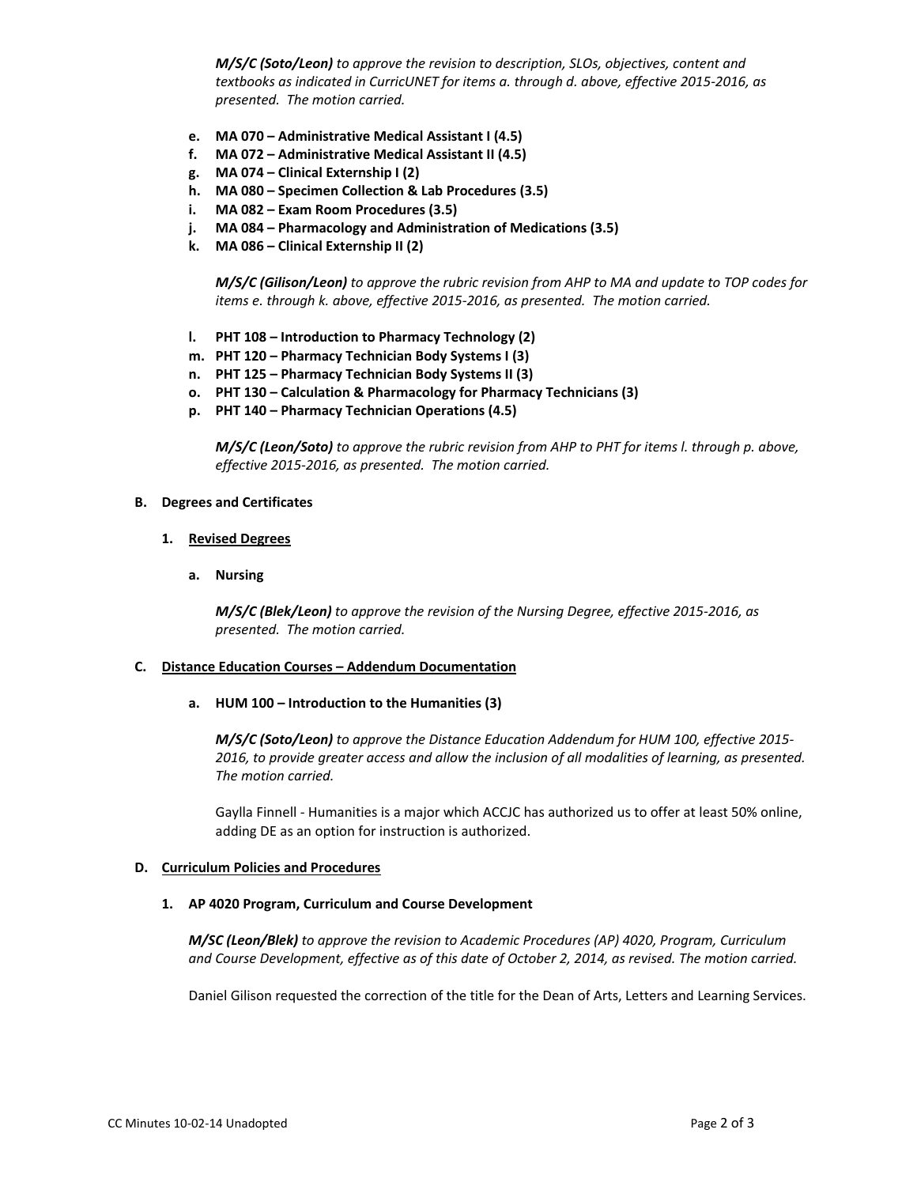*M/S/C (Soto/Leon) to approve the revision to description, SLOs, objectives, content and textbooks as indicated in CurricUNET for items a. through d. above, effective 2015-2016, as presented. The motion carried.*

- **e. MA 070 – Administrative Medical Assistant I (4.5)**
- **f. MA 072 – Administrative Medical Assistant II (4.5)**
- **g. MA 074 – Clinical Externship I (2)**
- **h. MA 080 – Specimen Collection & Lab Procedures (3.5)**
- **i. MA 082 – Exam Room Procedures (3.5)**
- **j. MA 084 – Pharmacology and Administration of Medications (3.5)**
- **k. MA 086 – Clinical Externship II (2)**

*M/S/C (Gilison/Leon) to approve the rubric revision from AHP to MA and update to TOP codes for items e. through k. above, effective 2015-2016, as presented. The motion carried.*

- **l. PHT 108 – Introduction to Pharmacy Technology (2)**
- **m. PHT 120 – Pharmacy Technician Body Systems I (3)**
- **n. PHT 125 – Pharmacy Technician Body Systems II (3)**
- **o. PHT 130 – Calculation & Pharmacology for Pharmacy Technicians (3)**
- **p. PHT 140 – Pharmacy Technician Operations (4.5)**

*M/S/C (Leon/Soto) to approve the rubric revision from AHP to PHT for items l. through p. above, effective 2015-2016, as presented. The motion carried.*

**B. Degrees and Certificates**

**1. Revised Degrees**

**a. Nursing**

*M/S/C (Blek/Leon) to approve the revision of the Nursing Degree, effective 2015-2016, as presented. The motion carried.*

**C. Distance Education Courses – Addendum Documentation**

**a. HUM 100 – Introduction to the Humanities (3)**

*M/S/C (Soto/Leon) to approve the Distance Education Addendum for HUM 100, effective 2015-2016, to provide greater access and allow the inclusion of all modalities of learning, as presented. The motion carried.*

Gaylla Finnell - Humanities is a major which ACCJC has authorized us to offer at least 50% online, adding DE as an option for instruction is authorized.

**D. Curriculum Policies and Procedures**

**1. AP 4020 Program, Curriculum and Course Development**

*M/SC (Leon/Blek) to approve the revision to Academic Procedures (AP) 4020, Program, Curriculum and Course Development, effective as of this date of October 2, 2014, as revised. The motion carried.*

Daniel Gilison requested the correction of the title for the Dean of Arts, Letters and Learning Services.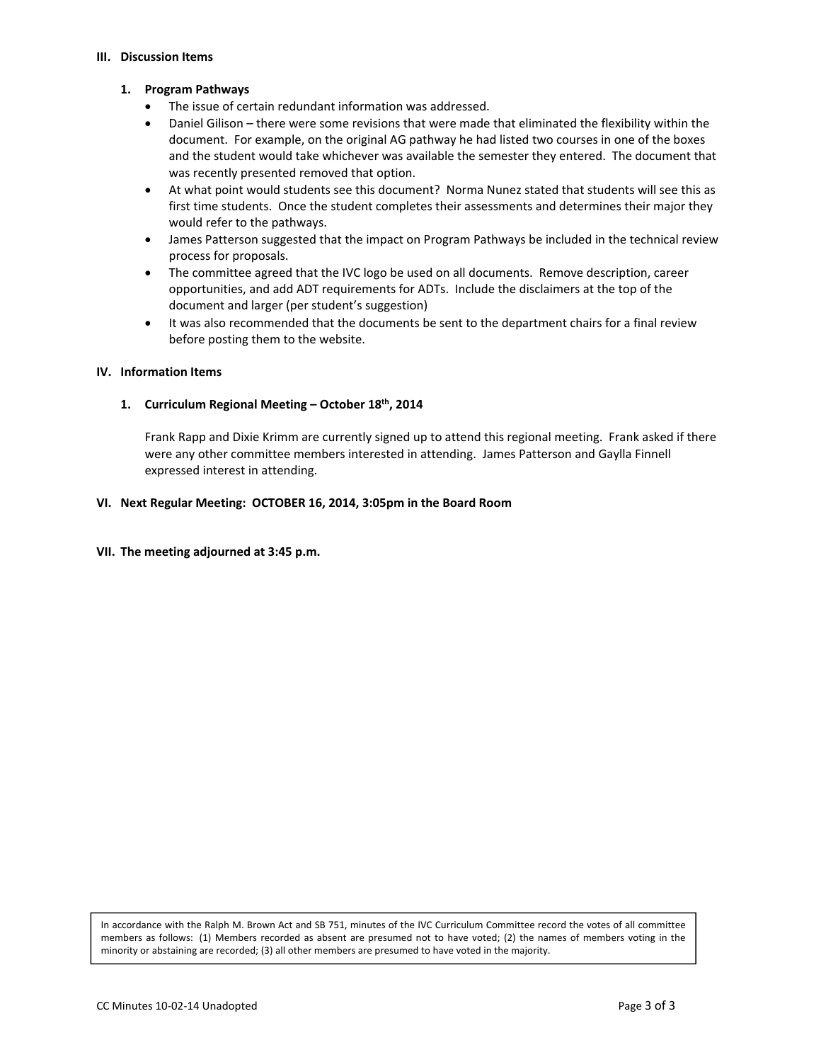## III. Discussion Items

### 1. Program Pathways

- The issue of certain redundant information was addressed.
- Daniel Gilison – there were some revisions that were made that eliminated the flexibility within the document. For example, on the original AG pathway he had listed two courses in one of the boxes and the student would take whichever was available the semester they entered. The document that was recently presented removed that option.
- At what point would students see this document? Norma Nunez stated that students will see this as first time students. Once the student completes their assessments and determines their major they would refer to the pathways.
- James Patterson suggested that the impact on Program Pathways be included in the technical review process for proposals.
- The committee agreed that the IVC logo be used on all documents. Remove description, career opportunities, and add ADT requirements for ADTs. Include the disclaimers at the top of the document and larger (per student's suggestion)
- It was also recommended that the documents be sent to the department chairs for a final review before posting them to the website.

## IV. Information Items

### 1. Curriculum Regional Meeting – October 18th, 2014

Frank Rapp and Dixie Krimm are currently signed up to attend this regional meeting. Frank asked if there were any other committee members interested in attending. James Patterson and Gaylla Finnell expressed interest in attending.

## VI. Next Regular Meeting: OCTOBER 16, 2014, 3:05pm in the Board Room

## VII. The meeting adjourned at 3:45 p.m.

In accordance with the Ralph M. Brown Act and SB 751, minutes of the IVC Curriculum Committee record the votes of all committee members as follows: (1) Members recorded as absent are presumed not to have voted; (2) the names of members voting in the minority or abstaining are recorded; (3) all other members are presumed to have voted in the majority.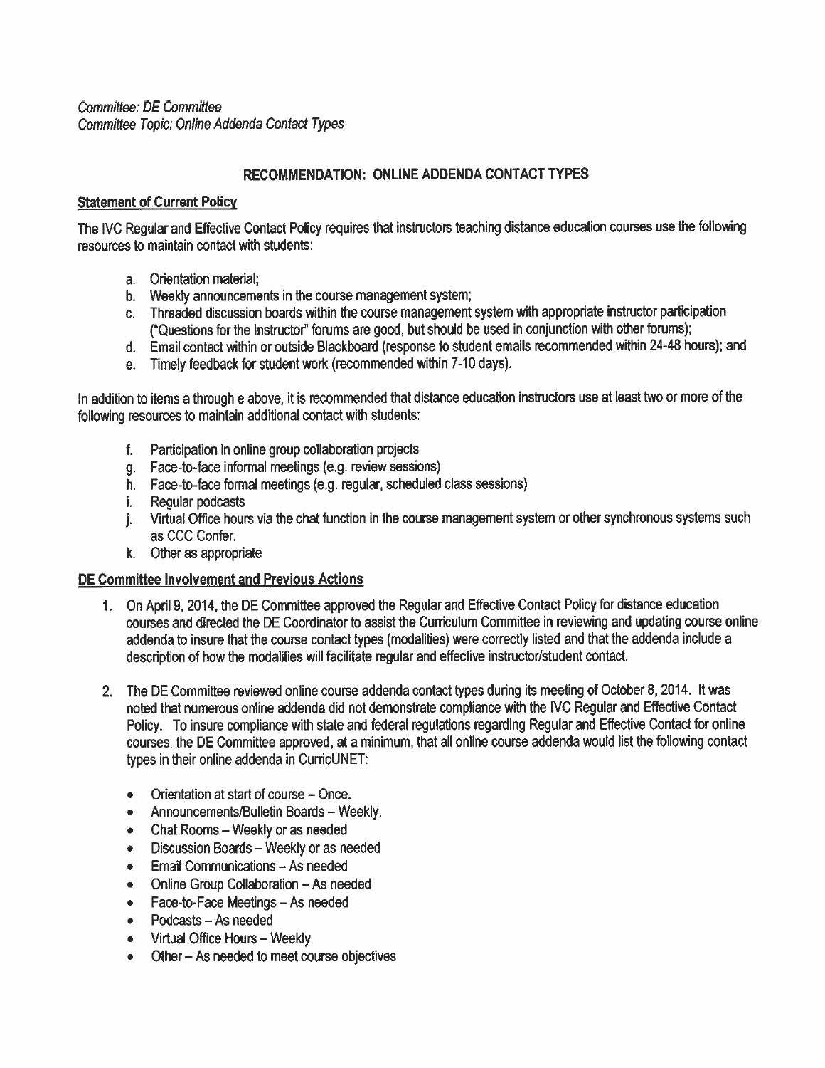*Committee: DE Committee*
*Committee Topic: Online Addenda Contact Types*

## RECOMMENDATION: ONLINE ADDENDA CONTACT TYPES

**Statement of Current Policy**

The IVC Regular and Effective Contact Policy requires that instructors teaching distance education courses use the following resources to maintain contact with students:

a. Orientation material;
b. Weekly announcements in the course management system;
c. Threaded discussion boards within the course management system with appropriate instructor participation ("Questions for the Instructor" forums are good, but should be used in conjunction with other forums);
d. Email contact within or outside Blackboard (response to student emails recommended within 24-48 hours); and
e. Timely feedback for student work (recommended within 7-10 days).

In addition to items a through e above, it is recommended that distance education instructors use at least two or more of the following resources to maintain additional contact with students:

f. Participation in online group collaboration projects
g. Face-to-face informal meetings (e.g. review sessions)
h. Face-to-face formal meetings (e.g. regular, scheduled class sessions)
i. Regular podcasts
j. Virtual Office hours via the chat function in the course management system or other synchronous systems such as CCC Confer.
k. Other as appropriate

**DE Committee Involvement and Previous Actions**

1. On April 9, 2014, the DE Committee approved the Regular and Effective Contact Policy for distance education courses and directed the DE Coordinator to assist the Curriculum Committee in reviewing and updating course online addenda to insure that the course contact types (modalities) were correctly listed and that the addenda include a description of how the modalities will facilitate regular and effective instructor/student contact.

2. The DE Committee reviewed online course addenda contact types during its meeting of October 8, 2014. It was noted that numerous online addenda did not demonstrate compliance with the IVC Regular and Effective Contact Policy. To insure compliance with state and federal regulations regarding Regular and Effective Contact for online courses, the DE Committee approved, at a minimum, that all online course addenda would list the following contact types in their online addenda in CurricUNET:

   - Orientation at start of course – Once.
   - Announcements/Bulletin Boards – Weekly.
   - Chat Rooms – Weekly or as needed
   - Discussion Boards – Weekly or as needed
   - Email Communications – As needed
   - Online Group Collaboration – As needed
   - Face-to-Face Meetings – As needed
   - Podcasts – As needed
   - Virtual Office Hours – Weekly
   - Other – As needed to meet course objectives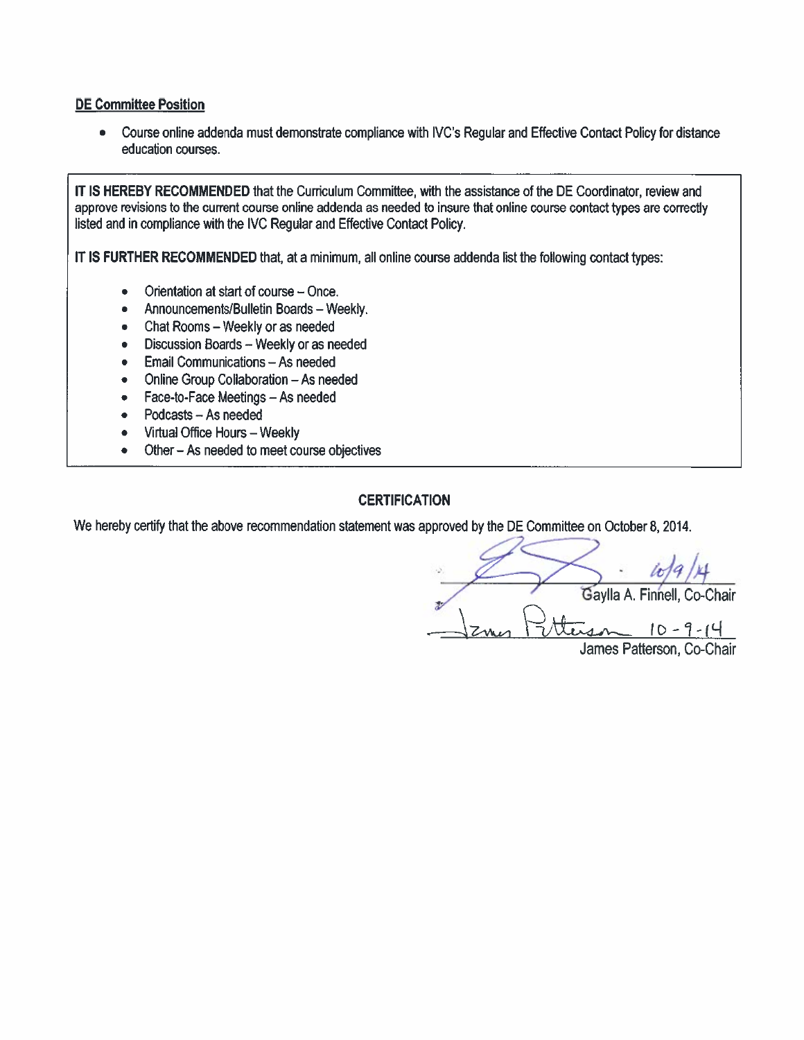**DE Committee Position**

- Course online addenda must demonstrate compliance with IVC's Regular and Effective Contact Policy for distance education courses.

**IT IS HEREBY RECOMMENDED** that the Curriculum Committee, with the assistance of the DE Coordinator, review and approve revisions to the current course online addenda as needed to insure that online course contact types are correctly listed and in compliance with the IVC Regular and Effective Contact Policy.

**IT IS FURTHER RECOMMENDED** that, at a minimum, all online course addenda list the following contact types:

- Orientation at start of course – Once.
- Announcements/Bulletin Boards – Weekly.
- Chat Rooms – Weekly or as needed
- Discussion Boards – Weekly or as needed
- Email Communications – As needed
- Online Group Collaboration – As needed
- Face-to-Face Meetings – As needed
- Podcasts – As needed
- Virtual Office Hours – Weekly
- Other – As needed to meet course objectives

**CERTIFICATION**

We hereby certify that the above recommendation statement was approved by the DE Committee on October 8, 2014.

10/9/14
Gaylla A. Finnell, Co-Chair

James Patterson 10-9-14
James Patterson, Co-Chair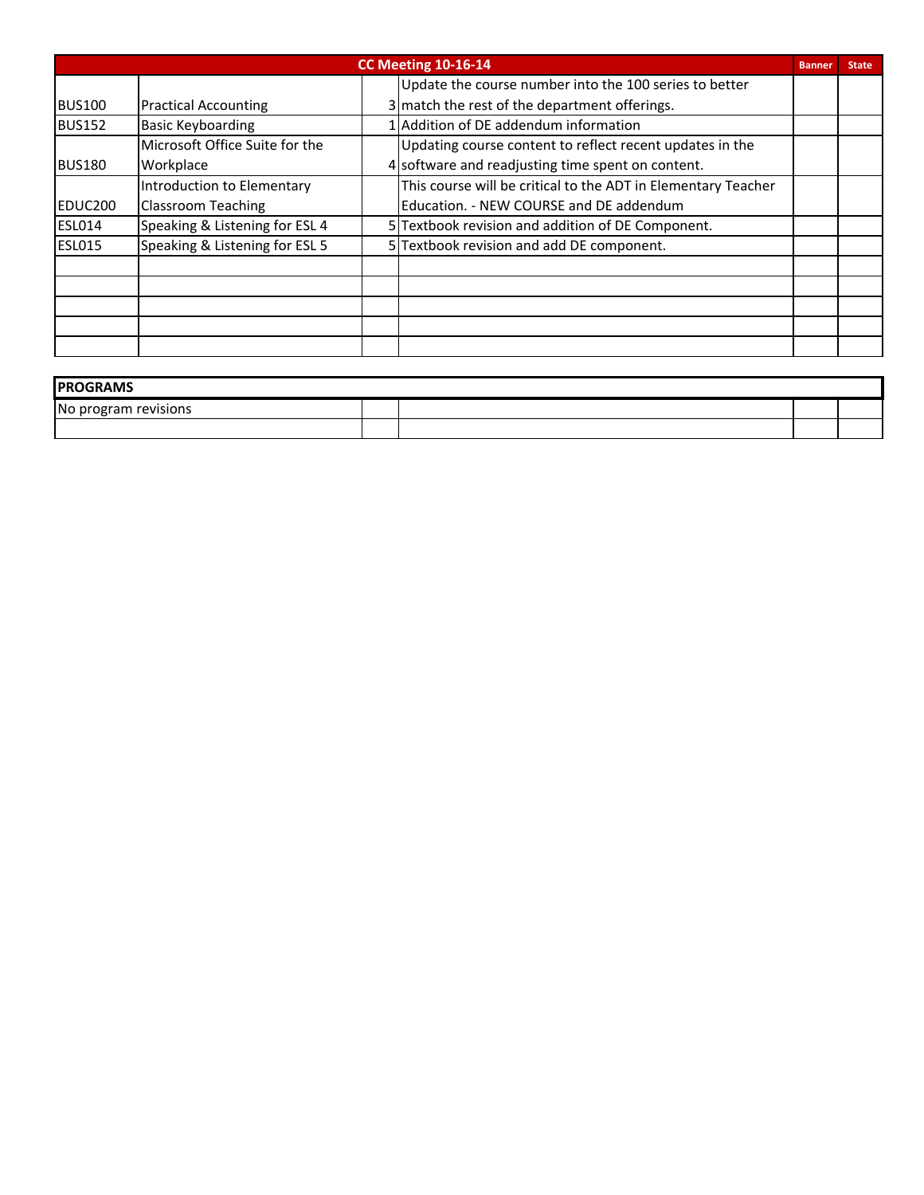| CC Meeting 10-16-14 | | | | Banner | State |
|---|---|---|---|---|---|
| BUS100 | Practical Accounting | 3 | Update the course number into the 100 series to better match the rest of the department offerings. | | |
| BUS152 | Basic Keyboarding | 1 | Addition of DE addendum information | | |
| BUS180 | Microsoft Office Suite for the Workplace | 4 | Updating course content to reflect recent updates in the software and readjusting time spent on content. | | |
| EDUC200 | Introduction to Elementary Classroom Teaching | | This course will be critical to the ADT in Elementary Teacher Education. - NEW COURSE and DE addendum | | |
| ESL014 | Speaking & Listening for ESL 4 | 5 | Textbook revision and addition of DE Component. | | |
| ESL015 | Speaking & Listening for ESL 5 | 5 | Textbook revision and add DE component. | | |
| | | | | | |
| | | | | | |
| | | | | | |
| | | | | | |
| | | | | | |

| PROGRAMS | | | | |
|---|---|---|---|---|
| No program revisions | | | | |
| | | | | |